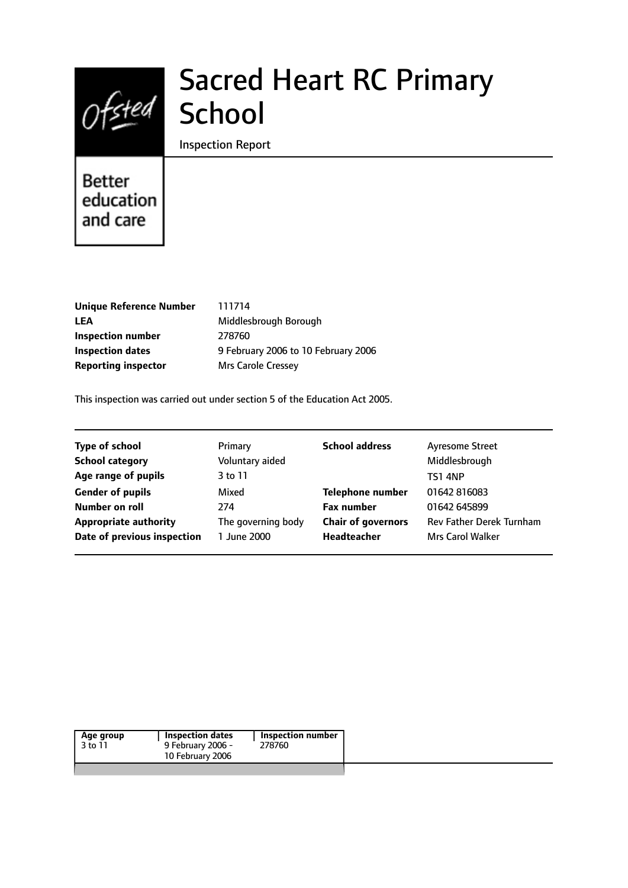# Sacred Heart RC Primary School

Inspection Report

Ofsted

Better education and care

| | |
|---|---|
| **Unique Reference Number** | 111714 |
| **LEA** | Middlesbrough Borough |
| **Inspection number** | 278760 |
| **Inspection dates** | 9 February 2006 to 10 February 2006 |
| **Reporting inspector** | Mrs Carole Cressey |

This inspection was carried out under section 5 of the Education Act 2005.

| | | | |
|---|---|---|---|
| **Type of school** | Primary | **School address** | Ayresome Street |
| **School category** | Voluntary aided | | Middlesbrough |
| **Age range of pupils** | 3 to 11 | | TS1 4NP |
| **Gender of pupils** | Mixed | **Telephone number** | 01642 816083 |
| **Number on roll** | 274 | **Fax number** | 01642 645899 |
| **Appropriate authority** | The governing body | **Chair of governors** | Rev Father Derek Turnham |
| **Date of previous inspection** | 1 June 2000 | **Headteacher** | Mrs Carol Walker |

| Age group | Inspection dates | Inspection number |
|---|---|---|
| 3 to 11 | 9 February 2006 - 10 February 2006 | 278760 |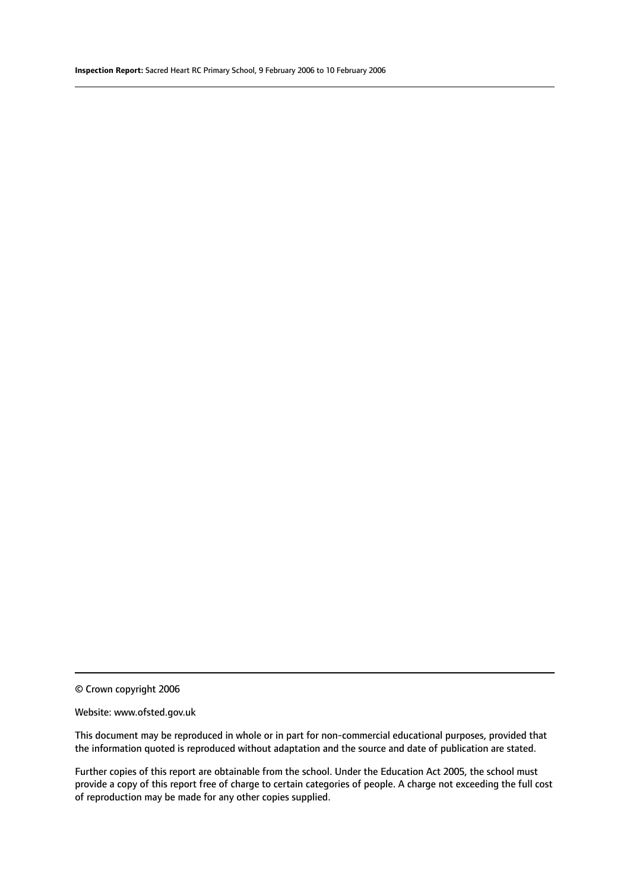© Crown copyright 2006

Website: www.ofsted.gov.uk

This document may be reproduced in whole or in part for non-commercial educational purposes, provided that the information quoted is reproduced without adaptation and the source and date of publication are stated.

Further copies of this report are obtainable from the school. Under the Education Act 2005, the school must provide a copy of this report free of charge to certain categories of people. A charge not exceeding the full cost of reproduction may be made for any other copies supplied.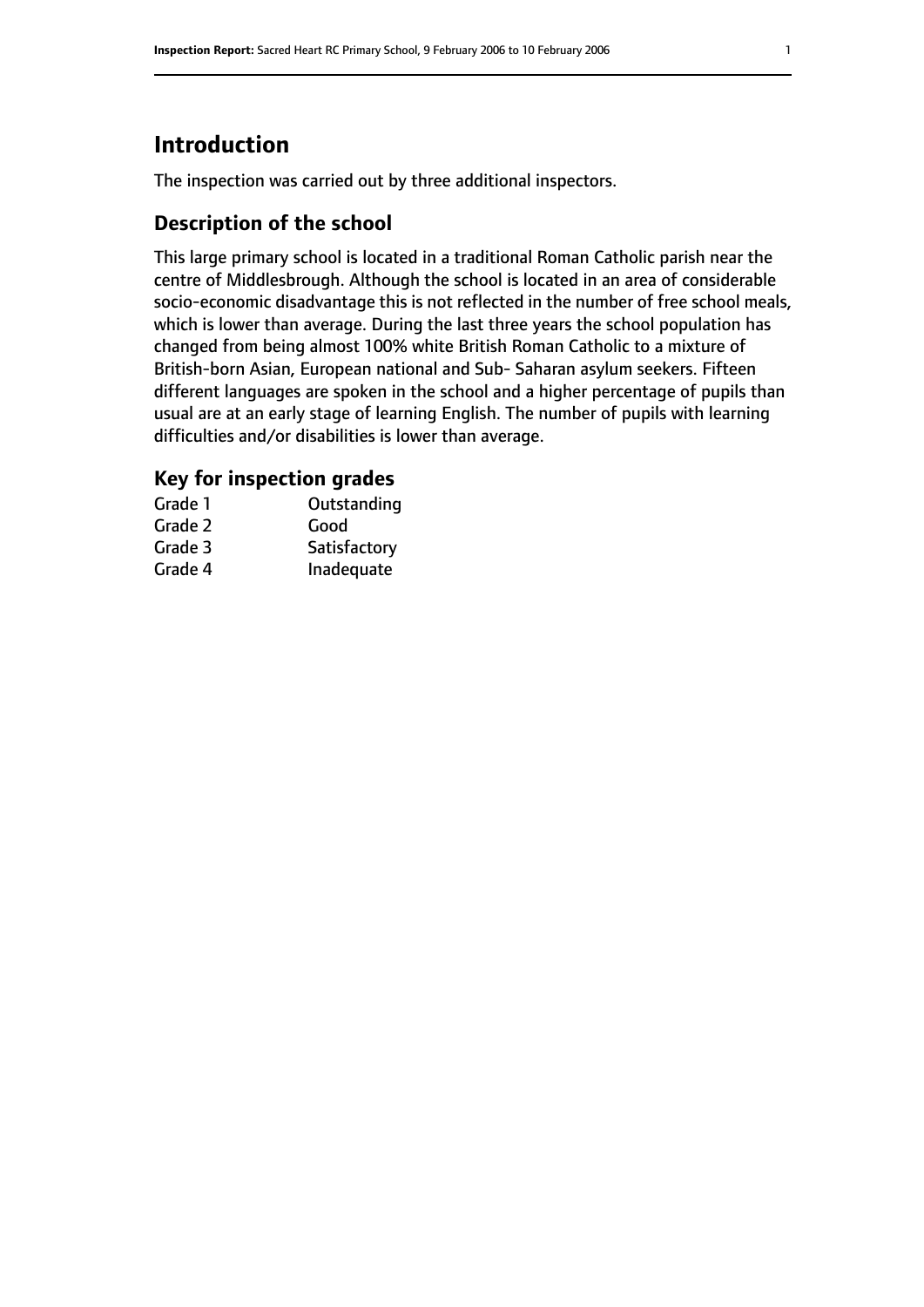# Introduction

The inspection was carried out by three additional inspectors.

## Description of the school

This large primary school is located in a traditional Roman Catholic parish near the centre of Middlesbrough. Although the school is located in an area of considerable socio-economic disadvantage this is not reflected in the number of free school meals, which is lower than average. During the last three years the school population has changed from being almost 100% white British Roman Catholic to a mixture of British-born Asian, European national and Sub- Saharan asylum seekers. Fifteen different languages are spoken in the school and a higher percentage of pupils than usual are at an early stage of learning English. The number of pupils with learning difficulties and/or disabilities is lower than average.

## Key for inspection grades

| | |
|---|---|
| Grade 1 | Outstanding |
| Grade 2 | Good |
| Grade 3 | Satisfactory |
| Grade 4 | Inadequate |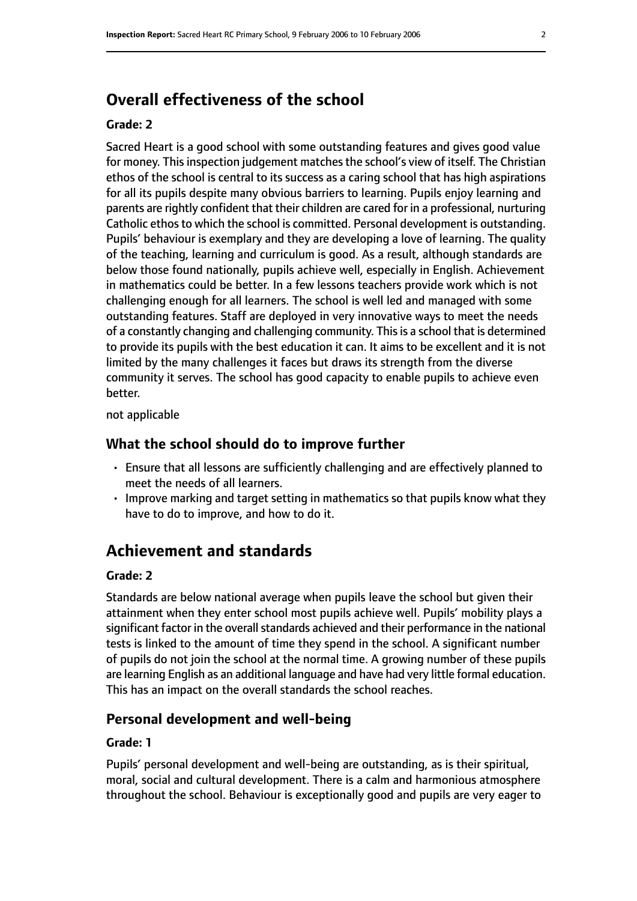## Overall effectiveness of the school

#### Grade: 2

Sacred Heart is a good school with some outstanding features and gives good value for money. This inspection judgement matches the school's view of itself. The Christian ethos of the school is central to its success as a caring school that has high aspirations for all its pupils despite many obvious barriers to learning. Pupils enjoy learning and parents are rightly confident that their children are cared for in a professional, nurturing Catholic ethos to which the school is committed. Personal development is outstanding. Pupils' behaviour is exemplary and they are developing a love of learning. The quality of the teaching, learning and curriculum is good. As a result, although standards are below those found nationally, pupils achieve well, especially in English. Achievement in mathematics could be better. In a few lessons teachers provide work which is not challenging enough for all learners. The school is well led and managed with some outstanding features. Staff are deployed in very innovative ways to meet the needs of a constantly changing and challenging community. This is a school that is determined to provide its pupils with the best education it can. It aims to be excellent and it is not limited by the many challenges it faces but draws its strength from the diverse community it serves. The school has good capacity to enable pupils to achieve even better.

not applicable

### What the school should do to improve further

- Ensure that all lessons are sufficiently challenging and are effectively planned to meet the needs of all learners.
- Improve marking and target setting in mathematics so that pupils know what they have to do to improve, and how to do it.

## Achievement and standards

#### Grade: 2

Standards are below national average when pupils leave the school but given their attainment when they enter school most pupils achieve well. Pupils' mobility plays a significant factor in the overall standards achieved and their performance in the national tests is linked to the amount of time they spend in the school. A significant number of pupils do not join the school at the normal time. A growing number of these pupils are learning English as an additional language and have had very little formal education. This has an impact on the overall standards the school reaches.

### Personal development and well-being

#### Grade: 1

Pupils' personal development and well-being are outstanding, as is their spiritual, moral, social and cultural development. There is a calm and harmonious atmosphere throughout the school. Behaviour is exceptionally good and pupils are very eager to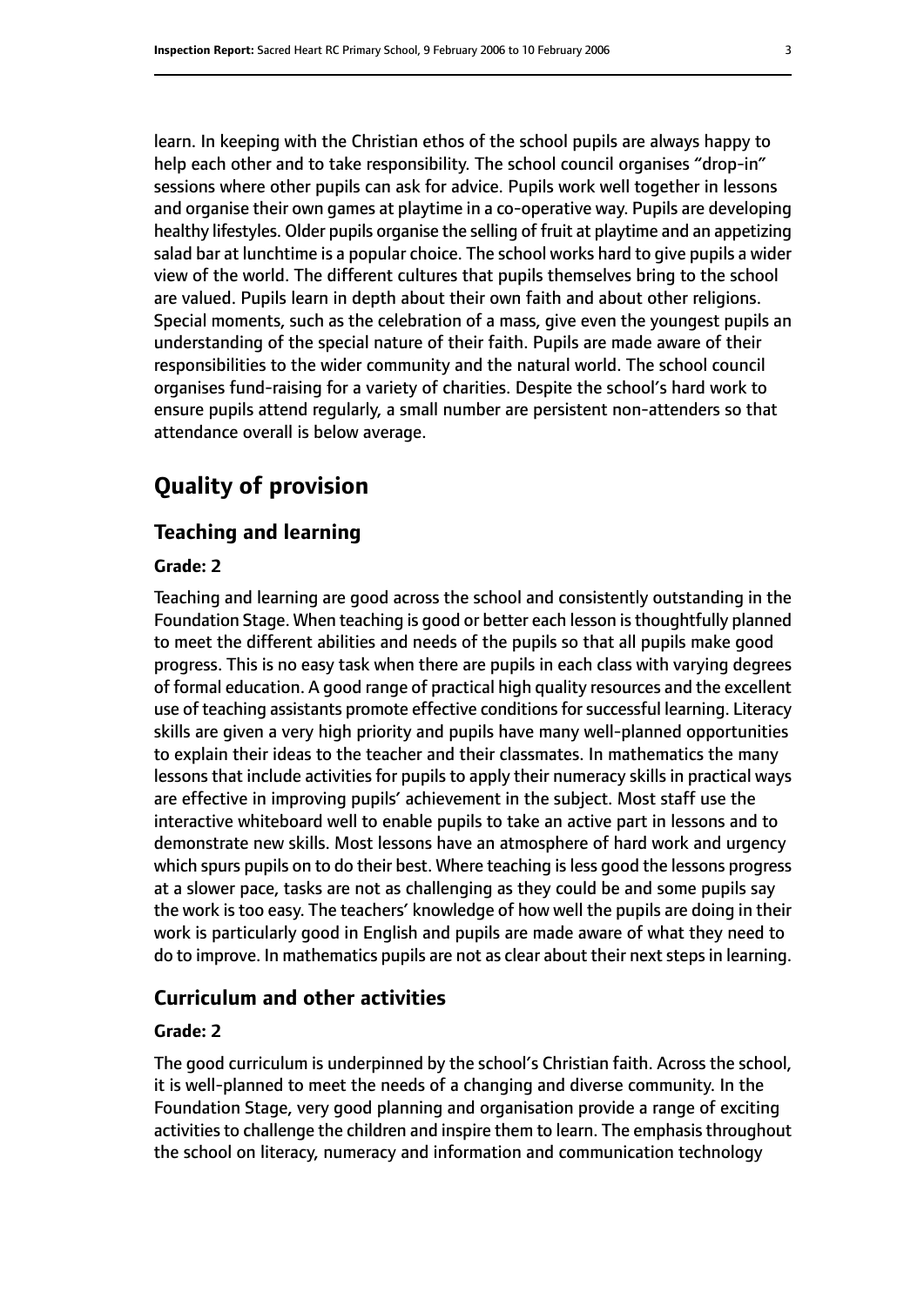learn. In keeping with the Christian ethos of the school pupils are always happy to help each other and to take responsibility. The school council organises "drop-in" sessions where other pupils can ask for advice. Pupils work well together in lessons and organise their own games at playtime in a co-operative way. Pupils are developing healthy lifestyles. Older pupils organise the selling of fruit at playtime and an appetizing salad bar at lunchtime is a popular choice. The school works hard to give pupils a wider view of the world. The different cultures that pupils themselves bring to the school are valued. Pupils learn in depth about their own faith and about other religions. Special moments, such as the celebration of a mass, give even the youngest pupils an understanding of the special nature of their faith. Pupils are made aware of their responsibilities to the wider community and the natural world. The school council organises fund-raising for a variety of charities. Despite the school's hard work to ensure pupils attend regularly, a small number are persistent non-attenders so that attendance overall is below average.

# Quality of provision

## Teaching and learning

### Grade: 2

Teaching and learning are good across the school and consistently outstanding in the Foundation Stage. When teaching is good or better each lesson is thoughtfully planned to meet the different abilities and needs of the pupils so that all pupils make good progress. This is no easy task when there are pupils in each class with varying degrees of formal education. A good range of practical high quality resources and the excellent use of teaching assistants promote effective conditions for successful learning. Literacy skills are given a very high priority and pupils have many well-planned opportunities to explain their ideas to the teacher and their classmates. In mathematics the many lessons that include activities for pupils to apply their numeracy skills in practical ways are effective in improving pupils' achievement in the subject. Most staff use the interactive whiteboard well to enable pupils to take an active part in lessons and to demonstrate new skills. Most lessons have an atmosphere of hard work and urgency which spurs pupils on to do their best. Where teaching is less good the lessons progress at a slower pace, tasks are not as challenging as they could be and some pupils say the work is too easy. The teachers' knowledge of how well the pupils are doing in their work is particularly good in English and pupils are made aware of what they need to do to improve. In mathematics pupils are not as clear about their next steps in learning.

## Curriculum and other activities

### Grade: 2

The good curriculum is underpinned by the school's Christian faith. Across the school, it is well-planned to meet the needs of a changing and diverse community. In the Foundation Stage, very good planning and organisation provide a range of exciting activities to challenge the children and inspire them to learn. The emphasis throughout the school on literacy, numeracy and information and communication technology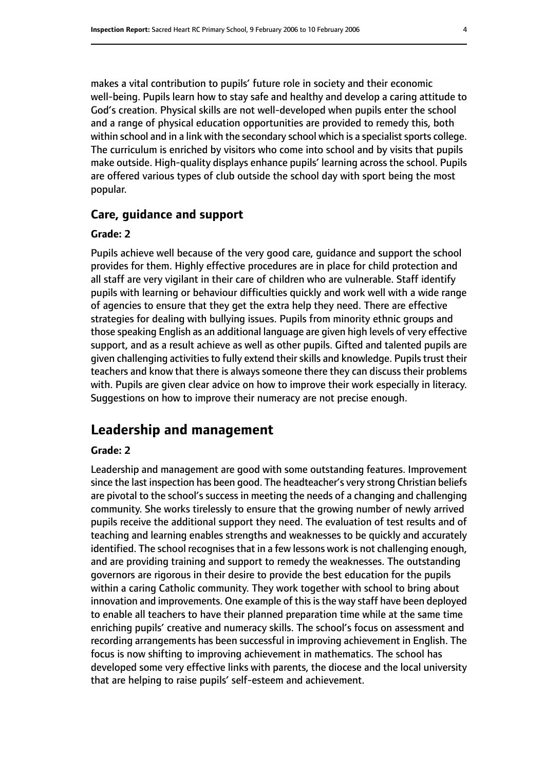makes a vital contribution to pupils' future role in society and their economic well-being. Pupils learn how to stay safe and healthy and develop a caring attitude to God's creation. Physical skills are not well-developed when pupils enter the school and a range of physical education opportunities are provided to remedy this, both within school and in a link with the secondary school which is a specialist sports college. The curriculum is enriched by visitors who come into school and by visits that pupils make outside. High-quality displays enhance pupils' learning across the school. Pupils are offered various types of club outside the school day with sport being the most popular.

### Care, guidance and support

**Grade: 2**

Pupils achieve well because of the very good care, guidance and support the school provides for them. Highly effective procedures are in place for child protection and all staff are very vigilant in their care of children who are vulnerable. Staff identify pupils with learning or behaviour difficulties quickly and work well with a wide range of agencies to ensure that they get the extra help they need. There are effective strategies for dealing with bullying issues. Pupils from minority ethnic groups and those speaking English as an additional language are given high levels of very effective support, and as a result achieve as well as other pupils. Gifted and talented pupils are given challenging activities to fully extend their skills and knowledge. Pupils trust their teachers and know that there is always someone there they can discuss their problems with. Pupils are given clear advice on how to improve their work especially in literacy. Suggestions on how to improve their numeracy are not precise enough.

## Leadership and management

**Grade: 2**

Leadership and management are good with some outstanding features. Improvement since the last inspection has been good. The headteacher's very strong Christian beliefs are pivotal to the school's success in meeting the needs of a changing and challenging community. She works tirelessly to ensure that the growing number of newly arrived pupils receive the additional support they need. The evaluation of test results and of teaching and learning enables strengths and weaknesses to be quickly and accurately identified. The school recognises that in a few lessons work is not challenging enough, and are providing training and support to remedy the weaknesses. The outstanding governors are rigorous in their desire to provide the best education for the pupils within a caring Catholic community. They work together with school to bring about innovation and improvements. One example of this is the way staff have been deployed to enable all teachers to have their planned preparation time while at the same time enriching pupils' creative and numeracy skills. The school's focus on assessment and recording arrangements has been successful in improving achievement in English. The focus is now shifting to improving achievement in mathematics. The school has developed some very effective links with parents, the diocese and the local university that are helping to raise pupils' self-esteem and achievement.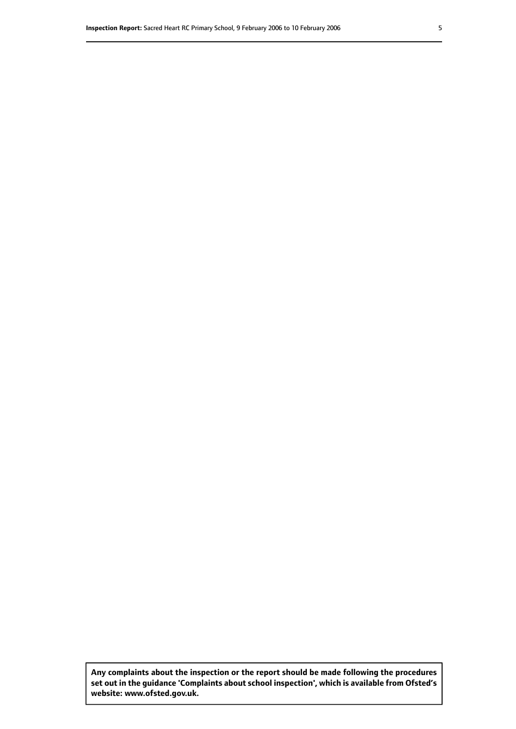**Any complaints about the inspection or the report should be made following the procedures set out in the guidance 'Complaints about school inspection', which is available from Ofsted's website: www.ofsted.gov.uk.**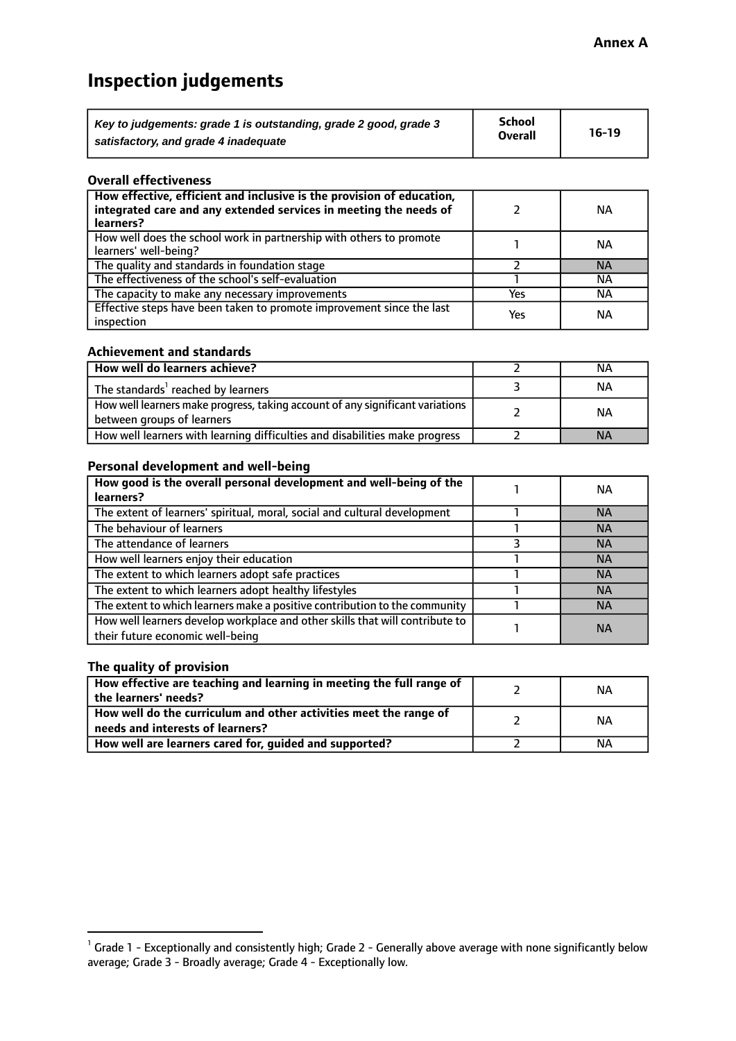**Annex A**

# Inspection judgements

| *Key to judgements: grade 1 is outstanding, grade 2 good, grade 3 satisfactory, and grade 4 inadequate* | School Overall | 16-19 |
|---|---|---|

### Overall effectiveness

| | | |
|---|---|---|
| **How effective, efficient and inclusive is the provision of education, integrated care and any extended services in meeting the needs of learners?** | 2 | NA |
| How well does the school work in partnership with others to promote learners' well-being? | 1 | NA |
| The quality and standards in foundation stage | 2 | NA |
| The effectiveness of the school's self-evaluation | 1 | NA |
| The capacity to make any necessary improvements | Yes | NA |
| Effective steps have been taken to promote improvement since the last inspection | Yes | NA |

### Achievement and standards

| | | |
|---|---|---|
| **How well do learners achieve?** | 2 | NA |
| The standards[1] reached by learners | 3 | NA |
| How well learners make progress, taking account of any significant variations between groups of learners | 2 | NA |
| How well learners with learning difficulties and disabilities make progress | 2 | NA |

### Personal development and well-being

| | | |
|---|---|---|
| **How good is the overall personal development and well-being of the learners?** | 1 | NA |
| The extent of learners' spiritual, moral, social and cultural development | 1 | NA |
| The behaviour of learners | 1 | NA |
| The attendance of learners | 3 | NA |
| How well learners enjoy their education | 1 | NA |
| The extent to which learners adopt safe practices | 1 | NA |
| The extent to which learners adopt healthy lifestyles | 1 | NA |
| The extent to which learners make a positive contribution to the community | 1 | NA |
| How well learners develop workplace and other skills that will contribute to their future economic well-being | 1 | NA |

### The quality of provision

| | | |
|---|---|---|
| **How effective are teaching and learning in meeting the full range of the learners' needs?** | 2 | NA |
| **How well do the curriculum and other activities meet the range of needs and interests of learners?** | 2 | NA |
| **How well are learners cared for, guided and supported?** | 2 | NA |

[1] Grade 1 - Exceptionally and consistently high; Grade 2 - Generally above average with none significantly below average; Grade 3 - Broadly average; Grade 4 - Exceptionally low.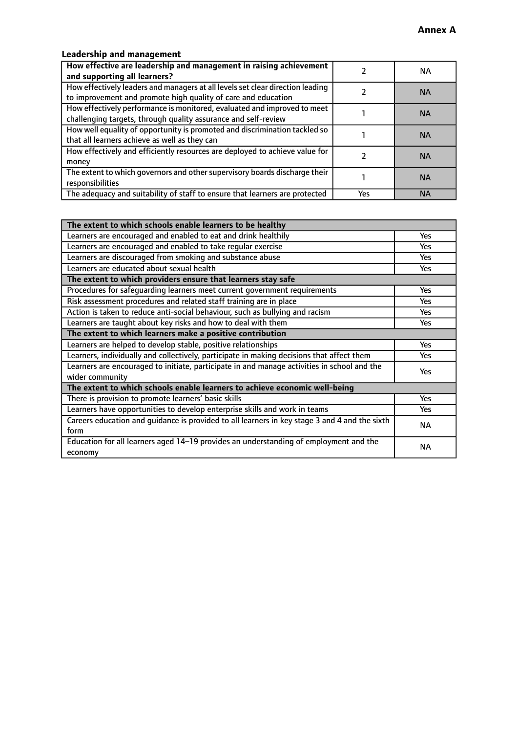**Annex A**

### Leadership and management

| How effective are leadership and management in raising achievement and supporting all learners? | 2 | NA |
|---|---|---|
| How effectively leaders and managers at all levels set clear direction leading to improvement and promote high quality of care and education | 2 | NA |
| How effectively performance is monitored, evaluated and improved to meet challenging targets, through quality assurance and self-review | 1 | NA |
| How well equality of opportunity is promoted and discrimination tackled so that all learners achieve as well as they can | 1 | NA |
| How effectively and efficiently resources are deployed to achieve value for money | 2 | NA |
| The extent to which governors and other supervisory boards discharge their responsibilities | 1 | NA |
| The adequacy and suitability of staff to ensure that learners are protected | Yes | NA |

| **The extent to which schools enable learners to be healthy** | |
|---|---|
| Learners are encouraged and enabled to eat and drink healthily | Yes |
| Learners are encouraged and enabled to take regular exercise | Yes |
| Learners are discouraged from smoking and substance abuse | Yes |
| Learners are educated about sexual health | Yes |
| **The extent to which providers ensure that learners stay safe** | |
| Procedures for safeguarding learners meet current government requirements | Yes |
| Risk assessment procedures and related staff training are in place | Yes |
| Action is taken to reduce anti-social behaviour, such as bullying and racism | Yes |
| Learners are taught about key risks and how to deal with them | Yes |
| **The extent to which learners make a positive contribution** | |
| Learners are helped to develop stable, positive relationships | Yes |
| Learners, individually and collectively, participate in making decisions that affect them | Yes |
| Learners are encouraged to initiate, participate in and manage activities in school and the wider community | Yes |
| **The extent to which schools enable learners to achieve economic well-being** | |
| There is provision to promote learners' basic skills | Yes |
| Learners have opportunities to develop enterprise skills and work in teams | Yes |
| Careers education and guidance is provided to all learners in key stage 3 and 4 and the sixth form | NA |
| Education for all learners aged 14–19 provides an understanding of employment and the economy | NA |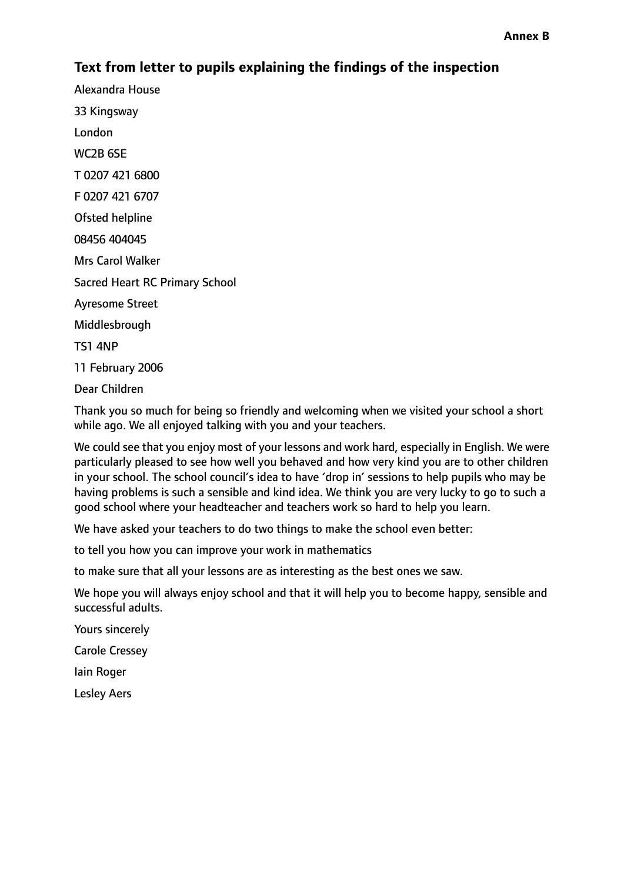**Annex B**

## Text from letter to pupils explaining the findings of the inspection

Alexandra House

33 Kingsway

London

WC2B 6SE

T 0207 421 6800

F 0207 421 6707

Ofsted helpline

08456 404045

Mrs Carol Walker

Sacred Heart RC Primary School

Ayresome Street

Middlesbrough

TS1 4NP

11 February 2006

Dear Children

Thank you so much for being so friendly and welcoming when we visited your school a short while ago. We all enjoyed talking with you and your teachers.

We could see that you enjoy most of your lessons and work hard, especially in English. We were particularly pleased to see how well you behaved and how very kind you are to other children in your school. The school council's idea to have 'drop in' sessions to help pupils who may be having problems is such a sensible and kind idea. We think you are very lucky to go to such a good school where your headteacher and teachers work so hard to help you learn.

We have asked your teachers to do two things to make the school even better:

to tell you how you can improve your work in mathematics

to make sure that all your lessons are as interesting as the best ones we saw.

We hope you will always enjoy school and that it will help you to become happy, sensible and successful adults.

Yours sincerely

Carole Cressey

Iain Roger

Lesley Aers